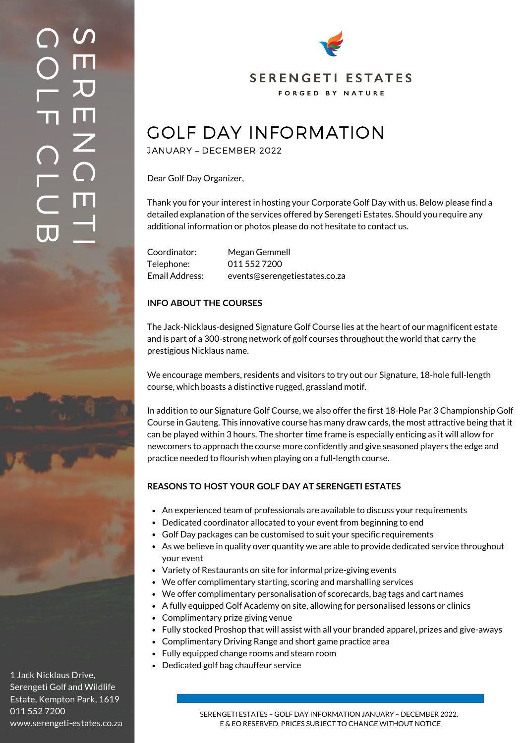# SERENGETI GOLF CLUB

SERENGETI ESTATES

FORGED BY NATURE

# GOLF DAY INFORMATION

JANUARY – DECEMBER 2022

Dear Golf Day Organizer,

Thank you for your interest in hosting your Corporate Golf Day with us. Below please find a detailed explanation of the services offered by Serengeti Estates. Should you require any additional information or photos please do not hesitate to contact us.

Coordinator: Megan Gemmell
Telephone: 011 552 7200
Email Address: events@serengetiestates.co.za

**INFO ABOUT THE COURSES**

The Jack-Nicklaus-designed Signature Golf Course lies at the heart of our magnificent estate and is part of a 300-strong network of golf courses throughout the world that carry the prestigious Nicklaus name.

We encourage members, residents and visitors to try out our Signature, 18-hole full-length course, which boasts a distinctive rugged, grassland motif.

In addition to our Signature Golf Course, we also offer the first 18-Hole Par 3 Championship Golf Course in Gauteng. This innovative course has many draw cards, the most attractive being that it can be played within 3 hours. The shorter time frame is especially enticing as it will allow for newcomers to approach the course more confidently and give seasoned players the edge and practice needed to flourish when playing on a full-length course.

**REASONS TO HOST YOUR GOLF DAY AT SERENGETI ESTATES**

- An experienced team of professionals are available to discuss your requirements
- Dedicated coordinator allocated to your event from beginning to end
- Golf Day packages can be customised to suit your specific requirements
- As we believe in quality over quantity we are able to provide dedicated service throughout your event
- Variety of Restaurants on site for informal prize-giving events
- We offer complimentary starting, scoring and marshalling services
- We offer complimentary personalisation of scorecards, bag tags and cart names
- A fully equipped Golf Academy on site, allowing for personalised lessons or clinics
- Complimentary prize giving venue
- Fully stocked Proshop that will assist with all your branded apparel, prizes and give-aways
- Complimentary Driving Range and short game practice area
- Fully equipped change rooms and steam room
- Dedicated golf bag chauffeur service

1 Jack Nicklaus Drive,
Serengeti Golf and Wildlife Estate, Kempton Park, 1619
011 552 7200
www.serengeti-estates.co.za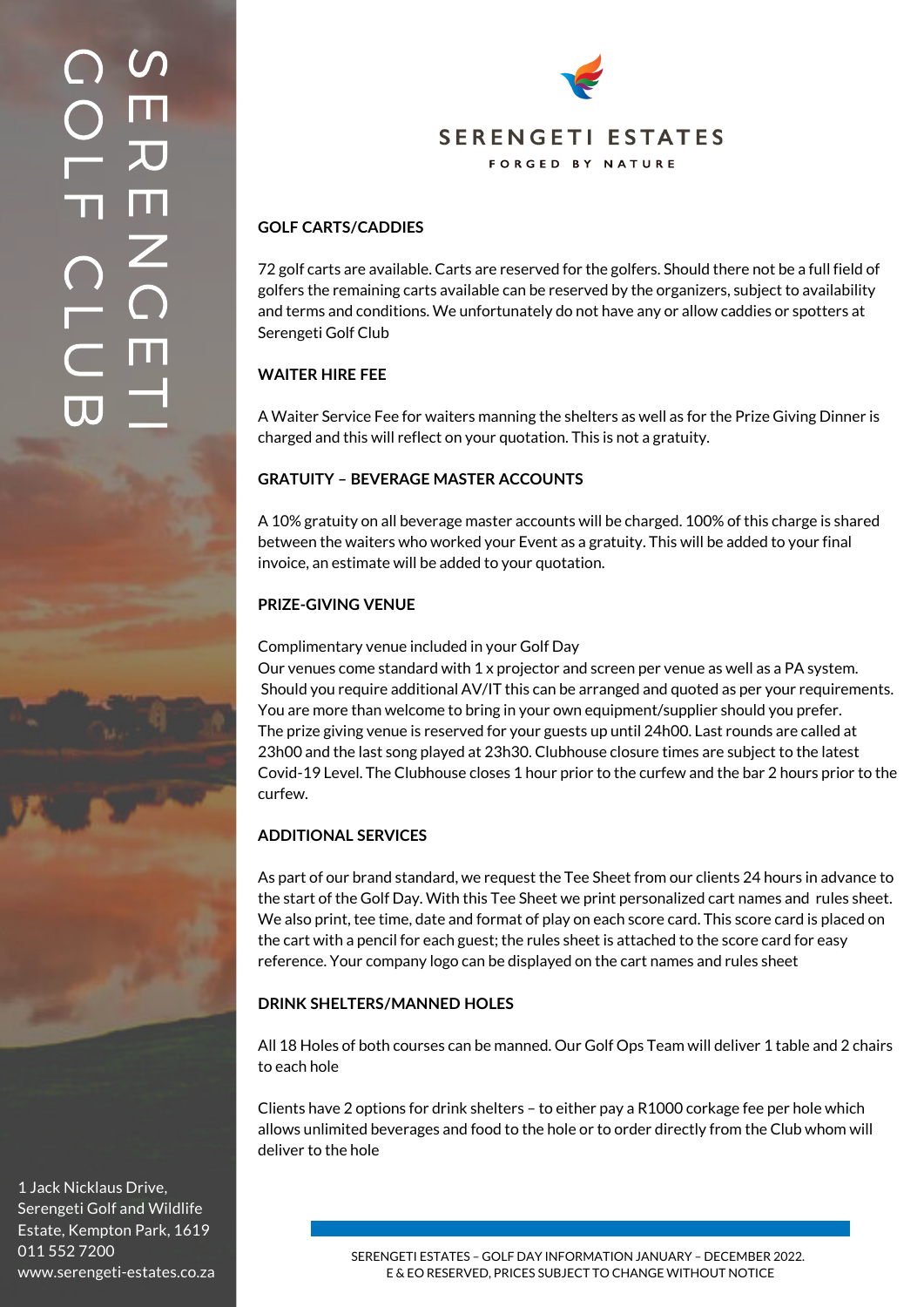## GOLF CARTS/CADDIES

72 golf carts are available. Carts are reserved for the golfers. Should there not be a full field of golfers the remaining carts available can be reserved by the organizers, subject to availability and terms and conditions. We unfortunately do not have any or allow caddies or spotters at Serengeti Golf Club

## WAITER HIRE FEE

A Waiter Service Fee for waiters manning the shelters as well as for the Prize Giving Dinner is charged and this will reflect on your quotation. This is not a gratuity.

## GRATUITY – BEVERAGE MASTER ACCOUNTS

A 10% gratuity on all beverage master accounts will be charged. 100% of this charge is shared between the waiters who worked your Event as a gratuity. This will be added to your final invoice, an estimate will be added to your quotation.

## PRIZE-GIVING VENUE

Complimentary venue included in your Golf Day
Our venues come standard with 1 x projector and screen per venue as well as a PA system. Should you require additional AV/IT this can be arranged and quoted as per your requirements. You are more than welcome to bring in your own equipment/supplier should you prefer. The prize giving venue is reserved for your guests up until 24h00. Last rounds are called at 23h00 and the last song played at 23h30. Clubhouse closure times are subject to the latest Covid-19 Level. The Clubhouse closes 1 hour prior to the curfew and the bar 2 hours prior to the curfew.

## ADDITIONAL SERVICES

As part of our brand standard, we request the Tee Sheet from our clients 24 hours in advance to the start of the Golf Day. With this Tee Sheet we print personalized cart names and rules sheet. We also print, tee time, date and format of play on each score card. This score card is placed on the cart with a pencil for each guest; the rules sheet is attached to the score card for easy reference. Your company logo can be displayed on the cart names and rules sheet

## DRINK SHELTERS/MANNED HOLES

All 18 Holes of both courses can be manned. Our Golf Ops Team will deliver 1 table and 2 chairs to each hole

Clients have 2 options for drink shelters – to either pay a R1000 corkage fee per hole which allows unlimited beverages and food to the hole or to order directly from the Club whom will deliver to the hole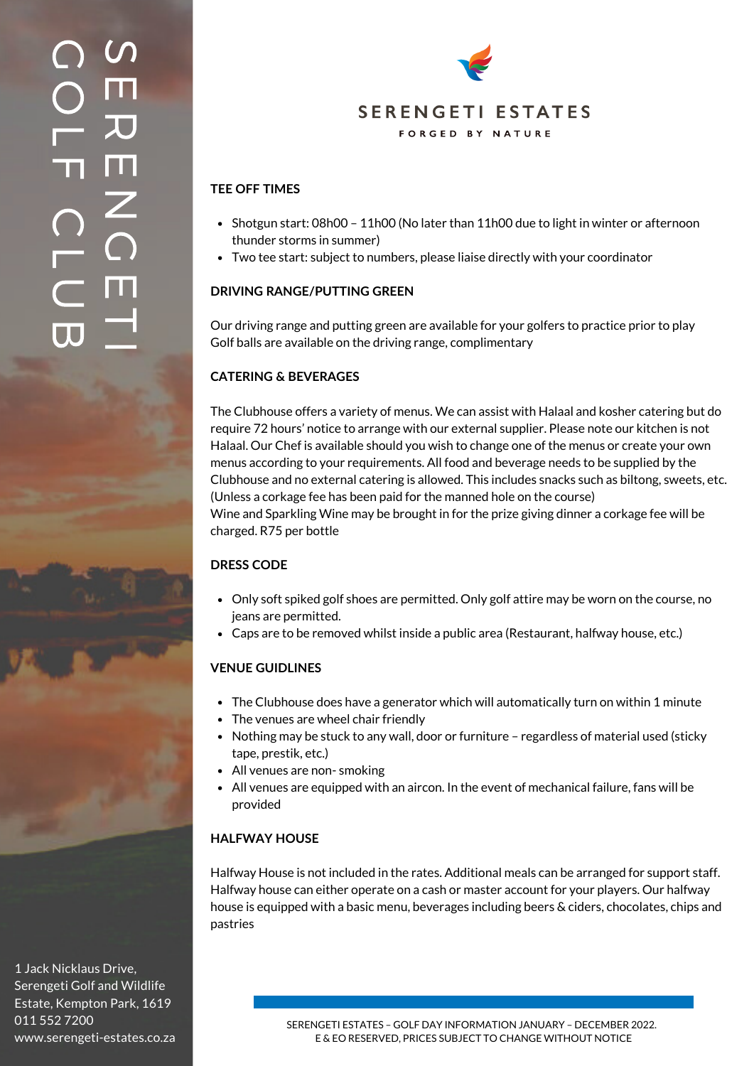# SERENGETI GOLF CLUB

SERENGETI ESTATES

FORGED BY NATURE

## TEE OFF TIMES

- Shotgun start: 08h00 – 11h00 (No later than 11h00 due to light in winter or afternoon thunder storms in summer)
- Two tee start: subject to numbers, please liaise directly with your coordinator

## DRIVING RANGE/PUTTING GREEN

Our driving range and putting green are available for your golfers to practice prior to play
Golf balls are available on the driving range, complimentary

## CATERING & BEVERAGES

The Clubhouse offers a variety of menus. We can assist with Halaal and kosher catering but do require 72 hours' notice to arrange with our external supplier. Please note our kitchen is not Halaal. Our Chef is available should you wish to change one of the menus or create your own menus according to your requirements. All food and beverage needs to be supplied by the Clubhouse and no external catering is allowed. This includes snacks such as biltong, sweets, etc. (Unless a corkage fee has been paid for the manned hole on the course)
Wine and Sparkling Wine may be brought in for the prize giving dinner a corkage fee will be charged. R75 per bottle

## DRESS CODE

- Only soft spiked golf shoes are permitted. Only golf attire may be worn on the course, no jeans are permitted.
- Caps are to be removed whilst inside a public area (Restaurant, halfway house, etc.)

## VENUE GUIDLINES

- The Clubhouse does have a generator which will automatically turn on within 1 minute
- The venues are wheel chair friendly
- Nothing may be stuck to any wall, door or furniture – regardless of material used (sticky tape, prestik, etc.)
- All venues are non- smoking
- All venues are equipped with an aircon. In the event of mechanical failure, fans will be provided

## HALFWAY HOUSE

Halfway House is not included in the rates. Additional meals can be arranged for support staff. Halfway house can either operate on a cash or master account for your players. Our halfway house is equipped with a basic menu, beverages including beers & ciders, chocolates, chips and pastries

1 Jack Nicklaus Drive,
Serengeti Golf and Wildlife Estate, Kempton Park, 1619
011 552 7200
www.serengeti-estates.co.za

SERENGETI ESTATES – GOLF DAY INFORMATION JANUARY – DECEMBER 2022.
E & EO RESERVED, PRICES SUBJECT TO CHANGE WITHOUT NOTICE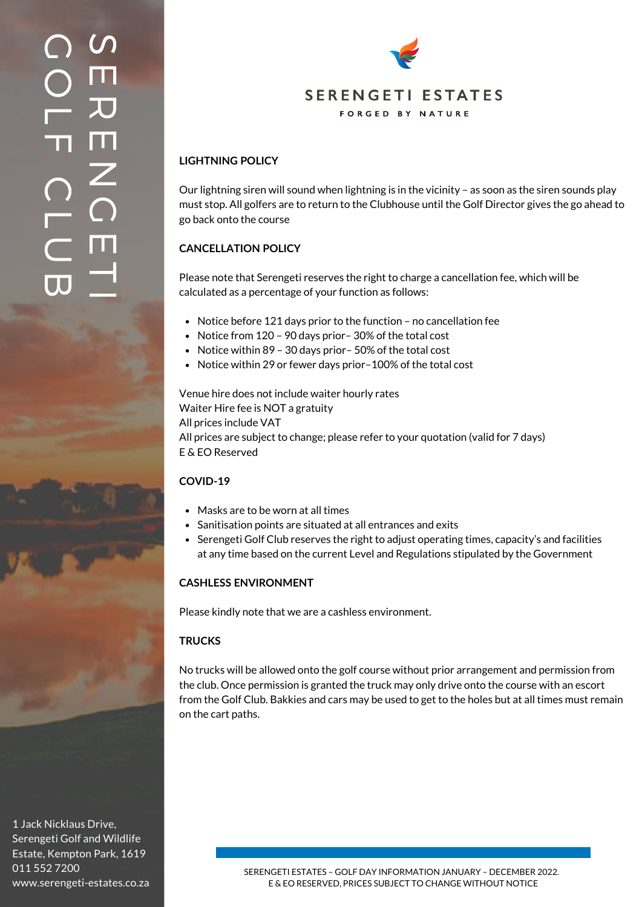SERENGETI GOLF CLUB

SERENGETI ESTATES

FORGED BY NATURE

## LIGHTNING POLICY

Our lightning siren will sound when lightning is in the vicinity – as soon as the siren sounds play must stop. All golfers are to return to the Clubhouse until the Golf Director gives the go ahead to go back onto the course

## CANCELLATION POLICY

Please note that Serengeti reserves the right to charge a cancellation fee, which will be calculated as a percentage of your function as follows:

- Notice before 121 days prior to the function – no cancellation fee
- Notice from 120 – 90 days prior– 30% of the total cost
- Notice within 89 – 30 days prior– 50% of the total cost
- Notice within 29 or fewer days prior–100% of the total cost

Venue hire does not include waiter hourly rates
Waiter Hire fee is NOT a gratuity
All prices include VAT
All prices are subject to change; please refer to your quotation (valid for 7 days)
E & EO Reserved

## COVID-19

- Masks are to be worn at all times
- Sanitisation points are situated at all entrances and exits
- Serengeti Golf Club reserves the right to adjust operating times, capacity's and facilities at any time based on the current Level and Regulations stipulated by the Government

## CASHLESS ENVIRONMENT

Please kindly note that we are a cashless environment.

## TRUCKS

No trucks will be allowed onto the golf course without prior arrangement and permission from the club. Once permission is granted the truck may only drive onto the course with an escort from the Golf Club. Bakkies and cars may be used to get to the holes but at all times must remain on the cart paths.

1 Jack Nicklaus Drive,
Serengeti Golf and Wildlife Estate, Kempton Park, 1619
011 552 7200
www.serengeti-estates.co.za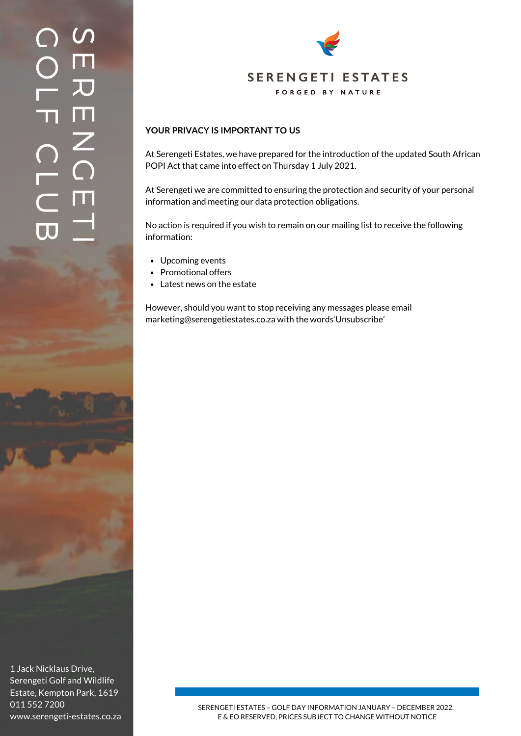SERENGETI GOLF CLUB

SERENGETI ESTATES

FORGED BY NATURE

**YOUR PRIVACY IS IMPORTANT TO US**

At Serengeti Estates, we have prepared for the introduction of the updated South African POPI Act that came into effect on Thursday 1 July 2021.

At Serengeti we are committed to ensuring the protection and security of your personal information and meeting our data protection obligations.

No action is required if you wish to remain on our mailing list to receive the following information:

- Upcoming events
- Promotional offers
- Latest news on the estate

However, should you want to stop receiving any messages please email marketing@serengetiestates.co.za with the words'Unsubscribe'

1 Jack Nicklaus Drive,
Serengeti Golf and Wildlife Estate, Kempton Park, 1619
011 552 7200
www.serengeti-estates.co.za